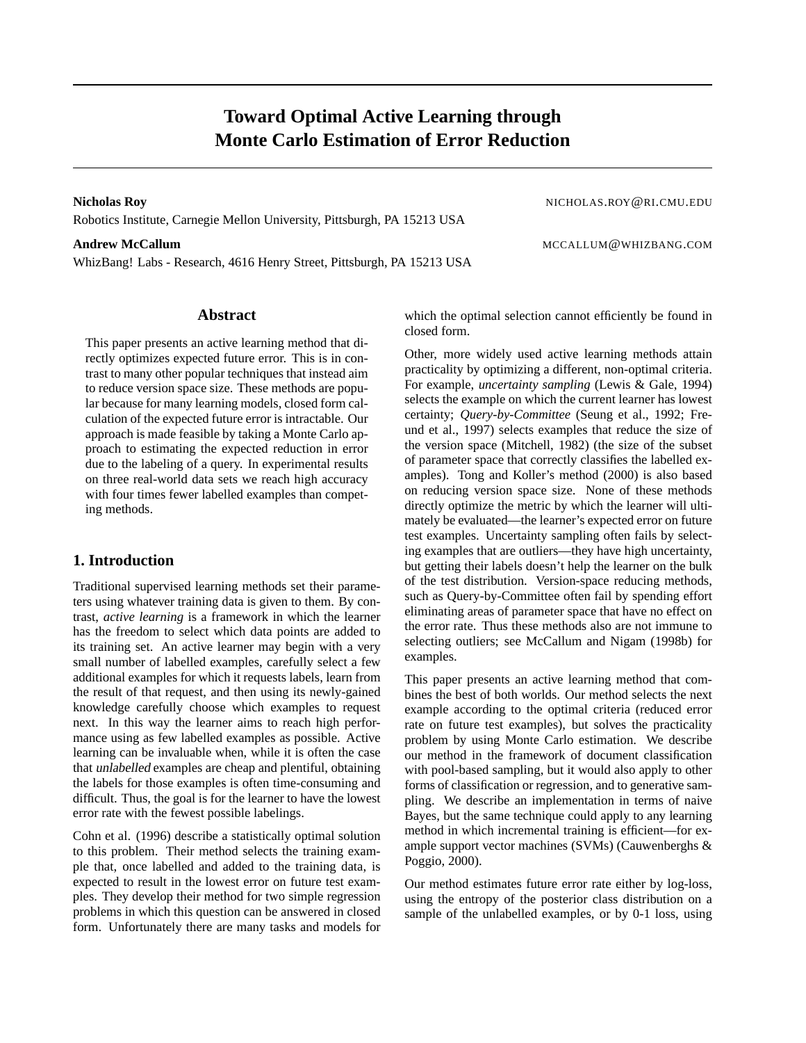# Toward Optimal Active Learning through Monte Carlo Estimation of Error Reduction

**Nicholas Roy** NICHOLAS.ROY@RI.CMU.EDU
Robotics Institute, Carnegie Mellon University, Pittsburgh, PA 15213 USA

**Andrew McCallum** MCCALLUM@WHIZBANG.COM
WhizBang! Labs - Research, 4616 Henry Street, Pittsburgh, PA 15213 USA

## Abstract

This paper presents an active learning method that directly optimizes expected future error. This is in contrast to many other popular techniques that instead aim to reduce version space size. These methods are popular because for many learning models, closed form calculation of the expected future error is intractable. Our approach is made feasible by taking a Monte Carlo approach to estimating the expected reduction in error due to the labeling of a query. In experimental results on three real-world data sets we reach high accuracy with four times fewer labelled examples than competing methods.

## 1. Introduction

Traditional supervised learning methods set their parameters using whatever training data is given to them. By contrast, *active learning* is a framework in which the learner has the freedom to select which data points are added to its training set. An active learner may begin with a very small number of labelled examples, carefully select a few additional examples for which it requests labels, learn from the result of that request, and then using its newly-gained knowledge carefully choose which examples to request next. In this way the learner aims to reach high performance using as few labelled examples as possible. Active learning can be invaluable when, while it is often the case that *unlabelled* examples are cheap and plentiful, obtaining the labels for those examples is often time-consuming and difficult. Thus, the goal is for the learner to have the lowest error rate with the fewest possible labelings.

Cohn et al. (1996) describe a statistically optimal solution to this problem. Their method selects the training example that, once labelled and added to the training data, is expected to result in the lowest error on future test examples. They develop their method for two simple regression problems in which this question can be answered in closed form. Unfortunately there are many tasks and models for which the optimal selection cannot efficiently be found in closed form.

Other, more widely used active learning methods attain practicality by optimizing a different, non-optimal criteria. For example, *uncertainty sampling* (Lewis & Gale, 1994) selects the example on which the current learner has lowest certainty; *Query-by-Committee* (Seung et al., 1992; Freund et al., 1997) selects examples that reduce the size of the version space (Mitchell, 1982) (the size of the subset of parameter space that correctly classifies the labelled examples). Tong and Koller's method (2000) is also based on reducing version space size. None of these methods directly optimize the metric by which the learner will ultimately be evaluated—the learner's expected error on future test examples. Uncertainty sampling often fails by selecting examples that are outliers—they have high uncertainty, but getting their labels doesn't help the learner on the bulk of the test distribution. Version-space reducing methods, such as Query-by-Committee often fail by spending effort eliminating areas of parameter space that have no effect on the error rate. Thus these methods also are not immune to selecting outliers; see McCallum and Nigam (1998b) for examples.

This paper presents an active learning method that combines the best of both worlds. Our method selects the next example according to the optimal criteria (reduced error rate on future test examples), but solves the practicality problem by using Monte Carlo estimation. We describe our method in the framework of document classification with pool-based sampling, but it would also apply to other forms of classification or regression, and to generative sampling. We describe an implementation in terms of naive Bayes, but the same technique could apply to any learning method in which incremental training is efficient—for example support vector machines (SVMs) (Cauwenberghs & Poggio, 2000).

Our method estimates future error rate either by log-loss, using the entropy of the posterior class distribution on a sample of the unlabelled examples, or by 0-1 loss, using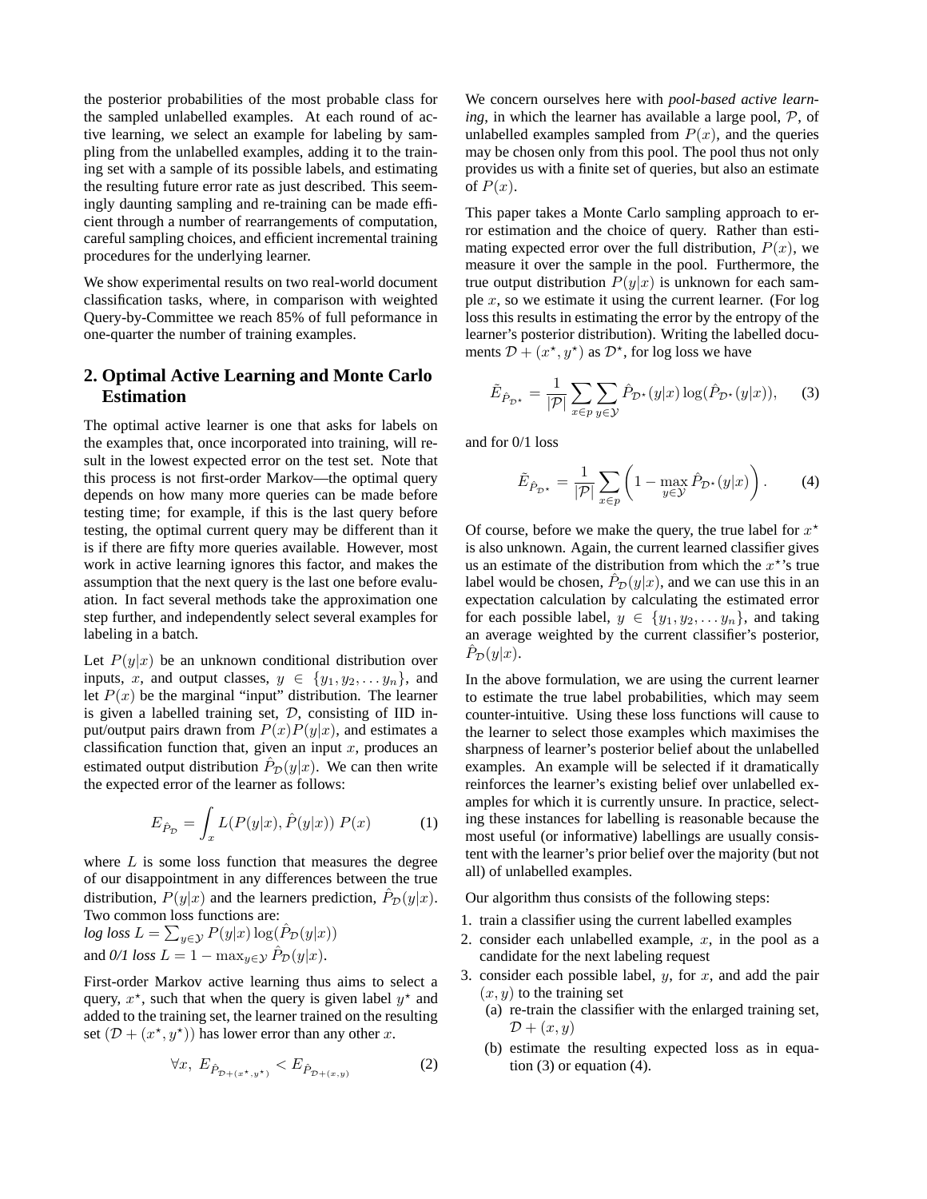the posterior probabilities of the most probable class for the sampled unlabelled examples. At each round of active learning, we select an example for labeling by sampling from the unlabelled examples, adding it to the training set with a sample of its possible labels, and estimating the resulting future error rate as just described. This seemingly daunting sampling and re-training can be made efficient through a number of rearrangements of computation, careful sampling choices, and efficient incremental training procedures for the underlying learner.

We show experimental results on two real-world document classification tasks, where, in comparison with weighted Query-by-Committee we reach 85% of full peformance in one-quarter the number of training examples.

## 2. Optimal Active Learning and Monte Carlo Estimation

The optimal active learner is one that asks for labels on the examples that, once incorporated into training, will result in the lowest expected error on the test set. Note that this process is not first-order Markov—the optimal query depends on how many more queries can be made before testing time; for example, if this is the last query before testing, the optimal current query may be different than it is if there are fifty more queries available. However, most work in active learning ignores this factor, and makes the assumption that the next query is the last one before evaluation. In fact several methods take the approximation one step further, and independently select several examples for labeling in a batch.

Let $P(y|x)$ be an unknown conditional distribution over inputs, $x$, and output classes, $y \in \{y_1, y_2, \ldots y_n\}$, and let $P(x)$ be the marginal "input" distribution. The learner is given a labelled training set, $\mathcal{D}$, consisting of IID input/output pairs drawn from $P(x)P(y|x)$, and estimates a classification function that, given an input $x$, produces an estimated output distribution $\hat{P}_{\mathcal{D}}(y|x)$. We can then write the expected error of the learner as follows:

$$E_{\hat{P}_{\mathcal{D}}} = \int_x L(P(y|x), \hat{P}(y|x))\ P(x) \tag{1}$$

where $L$ is some loss function that measures the degree of our disappointment in any differences between the true distribution, $P(y|x)$ and the learners prediction, $\hat{P}_{\mathcal{D}}(y|x)$. Two common loss functions are:
*log loss* $L = \sum_{y \in \mathcal{Y}} P(y|x) \log(\hat{P}_{\mathcal{D}}(y|x))$
and *0/1 loss* $L = 1 - \max_{y \in \mathcal{Y}} \hat{P}_{\mathcal{D}}(y|x)$.

First-order Markov active learning thus aims to select a query, $x^\star$, such that when the query is given label $y^\star$ and added to the training set, the learner trained on the resulting set $(\mathcal{D} + (x^\star, y^\star))$ has lower error than any other $x$.

$$\forall x,\ E_{\hat{P}_{\mathcal{D}+(x^\star,y^\star)}} < E_{\hat{P}_{\mathcal{D}+(x,y)}} \tag{2}$$

We concern ourselves here with *pool-based active learning*, in which the learner has available a large pool, $\mathcal{P}$, of unlabelled examples sampled from $P(x)$, and the queries may be chosen only from this pool. The pool thus not only provides us with a finite set of queries, but also an estimate of $P(x)$.

This paper takes a Monte Carlo sampling approach to error estimation and the choice of query. Rather than estimating expected error over the full distribution, $P(x)$, we measure it over the sample in the pool. Furthermore, the true output distribution $P(y|x)$ is unknown for each sample $x$, so we estimate it using the current learner. (For log loss this results in estimating the error by the entropy of the learner's posterior distribution). Writing the labelled documents $\mathcal{D} + (x^\star, y^\star)$ as $\mathcal{D}^\star$, for log loss we have

$$\tilde{E}_{\hat{P}_{\mathcal{D}^\star}} = \frac{1}{|\mathcal{P}|} \sum_{x \in p} \sum_{y \in \mathcal{Y}} \hat{P}_{\mathcal{D}^\star}(y|x) \log(\hat{P}_{\mathcal{D}^\star}(y|x)), \tag{3}$$

and for 0/1 loss

$$\tilde{E}_{\hat{P}_{\mathcal{D}^\star}} = \frac{1}{|\mathcal{P}|} \sum_{x \in p} \left( 1 - \max_{y \in \mathcal{Y}} \hat{P}_{\mathcal{D}^\star}(y|x) \right). \tag{4}$$

Of course, before we make the query, the true label for $x^\star$ is also unknown. Again, the current learned classifier gives us an estimate of the distribution from which the $x^\star$'s true label would be chosen, $\hat{P}_{\mathcal{D}}(y|x)$, and we can use this in an expectation calculation by calculating the estimated error for each possible label, $y \in \{y_1, y_2, \ldots y_n\}$, and taking an average weighted by the current classifier's posterior, $\hat{P}_{\mathcal{D}}(y|x)$.

In the above formulation, we are using the current learner to estimate the true label probabilities, which may seem counter-intuitive. Using these loss functions will cause to the learner to select those examples which maximises the sharpness of learner's posterior belief about the unlabelled examples. An example will be selected if it dramatically reinforces the learner's existing belief over unlabelled examples for which it is currently unsure. In practice, selecting these instances for labelling is reasonable because the most useful (or informative) labellings are usually consistent with the learner's prior belief over the majority (but not all) of unlabelled examples.

Our algorithm thus consists of the following steps:

1. train a classifier using the current labelled examples
2. consider each unlabelled example, $x$, in the pool as a candidate for the next labeling request
3. consider each possible label, $y$, for $x$, and add the pair $(x, y)$ to the training set
   (a) re-train the classifier with the enlarged training set, $\mathcal{D} + (x, y)$
   (b) estimate the resulting expected loss as in equation (3) or equation (4).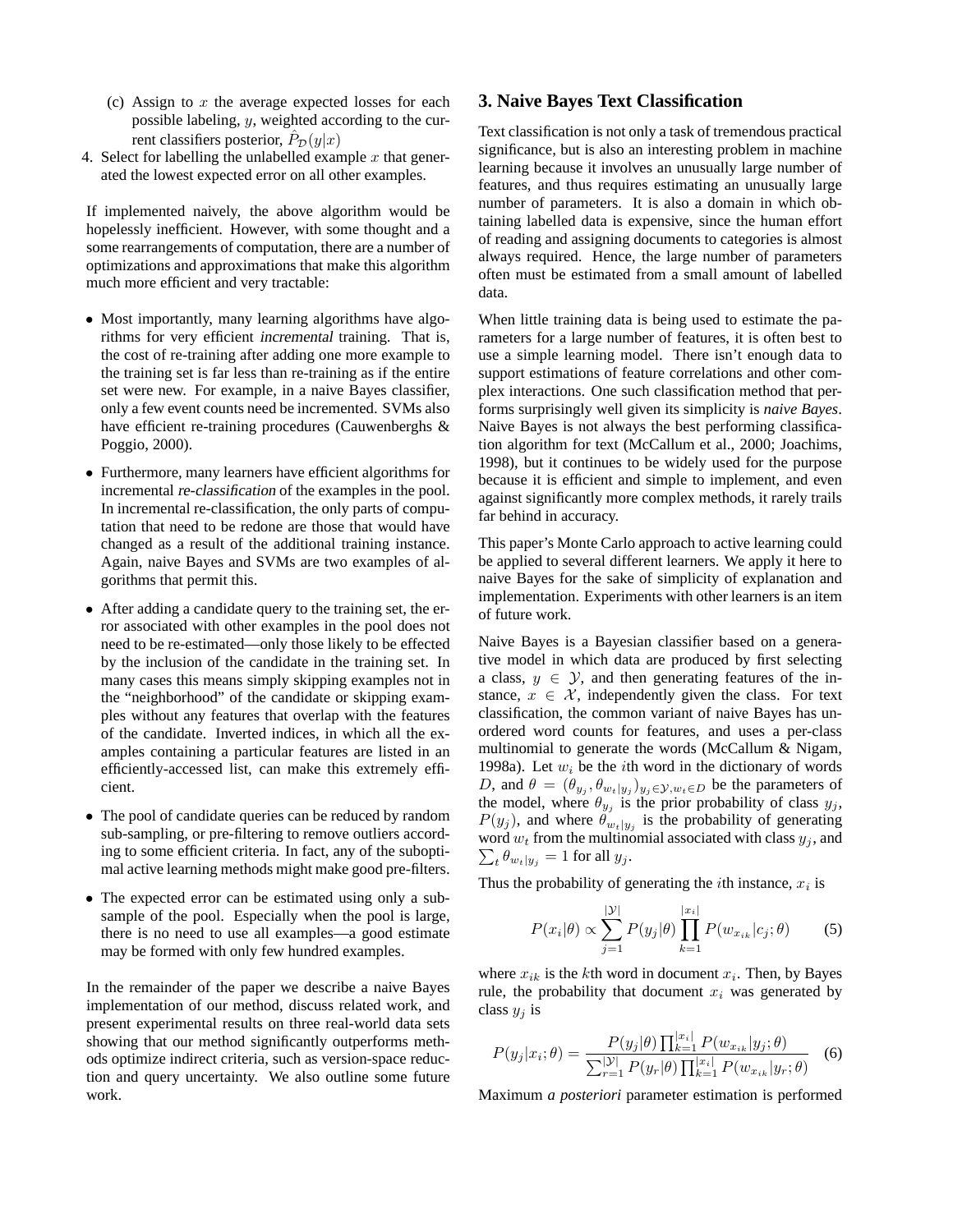(c) Assign to $x$ the average expected losses for each possible labeling, $y$, weighted according to the current classifiers posterior, $\hat{P}_{\mathcal{D}}(y|x)$

4. Select for labelling the unlabelled example $x$ that generated the lowest expected error on all other examples.

If implemented naively, the above algorithm would be hopelessly inefficient. However, with some thought and a some rearrangements of computation, there are a number of optimizations and approximations that make this algorithm much more efficient and very tractable:

- Most importantly, many learning algorithms have algorithms for very efficient *incremental* training. That is, the cost of re-training after adding one more example to the training set is far less than re-training as if the entire set were new. For example, in a naive Bayes classifier, only a few event counts need be incremented. SVMs also have efficient re-training procedures (Cauwenberghs & Poggio, 2000).
- Furthermore, many learners have efficient algorithms for incremental *re-classification* of the examples in the pool. In incremental re-classification, the only parts of computation that need to be redone are those that would have changed as a result of the additional training instance. Again, naive Bayes and SVMs are two examples of algorithms that permit this.
- After adding a candidate query to the training set, the error associated with other examples in the pool does not need to be re-estimated—only those likely to be effected by the inclusion of the candidate in the training set. In many cases this means simply skipping examples not in the "neighborhood" of the candidate or skipping examples without any features that overlap with the features of the candidate. Inverted indices, in which all the examples containing a particular features are listed in an efficiently-accessed list, can make this extremely efficient.
- The pool of candidate queries can be reduced by random sub-sampling, or pre-filtering to remove outliers according to some efficient criteria. In fact, any of the suboptimal active learning methods might make good pre-filters.
- The expected error can be estimated using only a subsample of the pool. Especially when the pool is large, there is no need to use all examples—a good estimate may be formed with only few hundred examples.

In the remainder of the paper we describe a naive Bayes implementation of our method, discuss related work, and present experimental results on three real-world data sets showing that our method significantly outperforms methods optimize indirect criteria, such as version-space reduction and query uncertainty. We also outline some future work.

## 3. Naive Bayes Text Classification

Text classification is not only a task of tremendous practical significance, but is also an interesting problem in machine learning because it involves an unusually large number of features, and thus requires estimating an unusually large number of parameters. It is also a domain in which obtaining labelled data is expensive, since the human effort of reading and assigning documents to categories is almost always required. Hence, the large number of parameters often must be estimated from a small amount of labelled data.

When little training data is being used to estimate the parameters for a large number of features, it is often best to use a simple learning model. There isn't enough data to support estimations of feature correlations and other complex interactions. One such classification method that performs surprisingly well given its simplicity is *naive Bayes*. Naive Bayes is not always the best performing classification algorithm for text (McCallum et al., 2000; Joachims, 1998), but it continues to be widely used for the purpose because it is efficient and simple to implement, and even against significantly more complex methods, it rarely trails far behind in accuracy.

This paper's Monte Carlo approach to active learning could be applied to several different learners. We apply it here to naive Bayes for the sake of simplicity of explanation and implementation. Experiments with other learners is an item of future work.

Naive Bayes is a Bayesian classifier based on a generative model in which data are produced by first selecting a class, $y \in \mathcal{Y}$, and then generating features of the instance, $x \in \mathcal{X}$, independently given the class. For text classification, the common variant of naive Bayes has unordered word counts for features, and uses a per-class multinomial to generate the words (McCallum & Nigam, 1998a). Let $w_i$ be the $i$th word in the dictionary of words $D$, and $\theta = (\theta_{y_j}, \theta_{w_t|y_j})_{y_j \in \mathcal{Y}, w_t \in D}$ be the parameters of the model, where $\theta_{y_j}$ is the prior probability of class $y_j$, $P(y_j)$, and where $\theta_{w_t|y_j}$ is the probability of generating word $w_t$ from the multinomial associated with class $y_j$, and $\sum_t \theta_{w_t|y_j} = 1$ for all $y_j$.

Thus the probability of generating the $i$th instance, $x_i$ is

$$P(x_i|\theta) \propto \sum_{j=1}^{|\mathcal{Y}|} P(y_j|\theta) \prod_{k=1}^{|x_i|} P(w_{x_{ik}}|c_j;\theta) \qquad (5)$$

where $x_{ik}$ is the $k$th word in document $x_i$. Then, by Bayes rule, the probability that document $x_i$ was generated by class $y_j$ is

$$P(y_j|x_i;\theta) = \frac{P(y_j|\theta)\prod_{k=1}^{|x_i|} P(w_{x_{ik}}|y_j;\theta)}{\sum_{r=1}^{|\mathcal{Y}|} P(y_r|\theta)\prod_{k=1}^{|x_i|} P(w_{x_{ik}}|y_r;\theta)} \qquad (6)$$

Maximum *a posteriori* parameter estimation is performed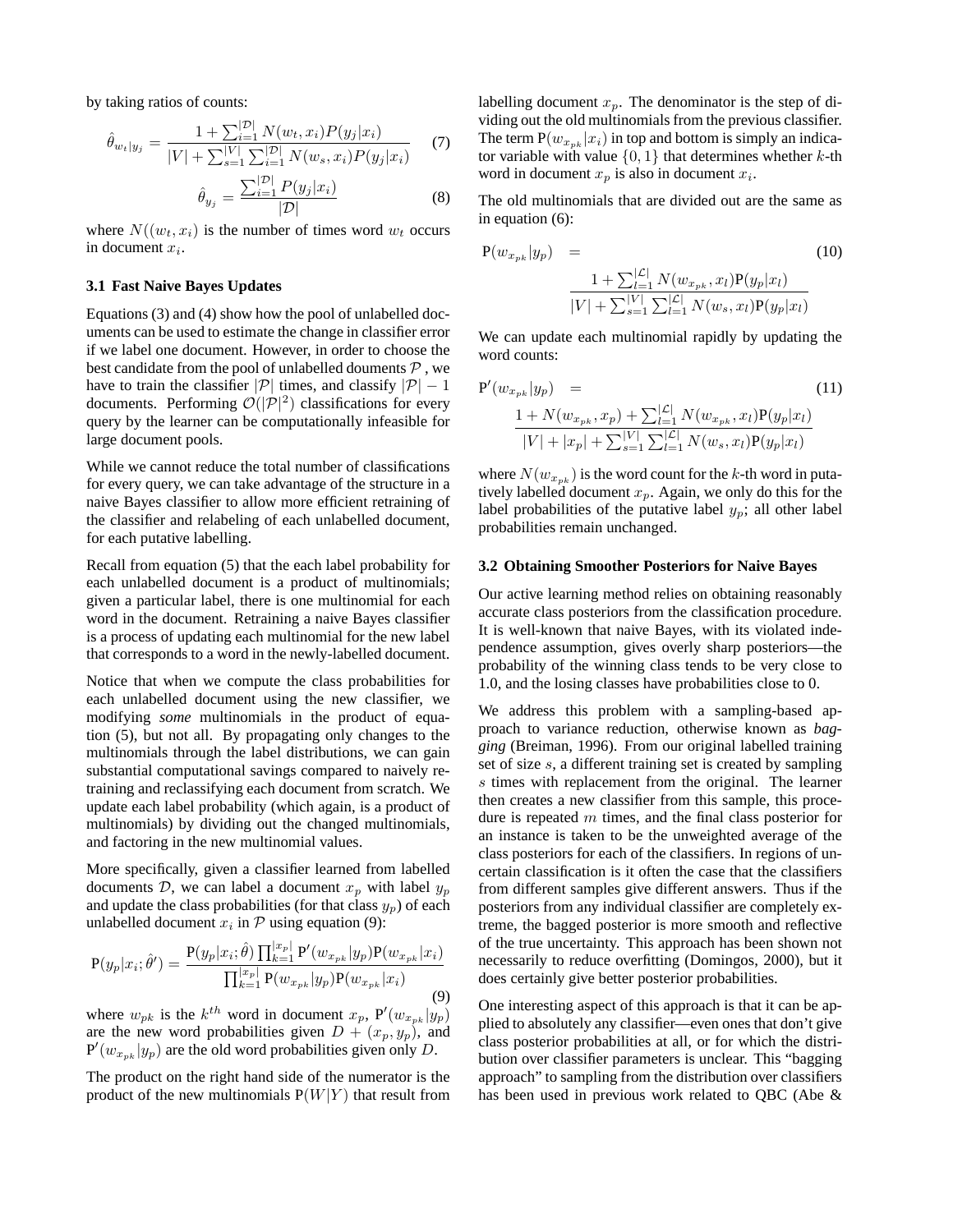by taking ratios of counts:

$$\hat{\theta}_{w_t|y_j} = \frac{1 + \sum_{i=1}^{|\mathcal{D}|} N(w_t, x_i) P(y_j|x_i)}{|V| + \sum_{s=1}^{|V|} \sum_{i=1}^{|\mathcal{D}|} N(w_s, x_i) P(y_j|x_i)} \quad (7)$$

$$\hat{\theta}_{y_j} = \frac{\sum_{i=1}^{|\mathcal{D}|} P(y_j|x_i)}{|\mathcal{D}|} \quad (8)$$

where $N((w_t, x_i)$ is the number of times word $w_t$ occurs in document $x_i$.

### 3.1 Fast Naive Bayes Updates

Equations (3) and (4) show how the pool of unlabelled documents can be used to estimate the change in classifier error if we label one document. However, in order to choose the best candidate from the pool of unlabelled douments $\mathcal{P}$ , we have to train the classifier $|\mathcal{P}|$ times, and classify $|\mathcal{P}| - 1$ documents. Performing $\mathcal{O}(|\mathcal{P}|^2)$ classifications for every query by the learner can be computationally infeasible for large document pools.

While we cannot reduce the total number of classifications for every query, we can take advantage of the structure in a naive Bayes classifier to allow more efficient retraining of the classifier and relabeling of each unlabelled document, for each putative labelling.

Recall from equation (5) that the each label probability for each unlabelled document is a product of multinomials; given a particular label, there is one multinomial for each word in the document. Retraining a naive Bayes classifier is a process of updating each multinomial for the new label that corresponds to a word in the newly-labelled document.

Notice that when we compute the class probabilities for each unlabelled document using the new classifier, we modifying *some* multinomials in the product of equation (5), but not all. By propagating only changes to the multinomials through the label distributions, we can gain substantial computational savings compared to naively retraining and reclassifying each document from scratch. We update each label probability (which again, is a product of multinomials) by dividing out the changed multinomials, and factoring in the new multinomial values.

More specifically, given a classifier learned from labelled documents $\mathcal{D}$, we can label a document $x_p$ with label $y_p$ and update the class probabilities (for that class $y_p$) of each unlabelled document $x_i$ in $\mathcal{P}$ using equation (9):

$$\mathrm{P}(y_p|x_i; \hat{\theta}') = \frac{\mathrm{P}(y_p|x_i; \hat{\theta}) \prod_{k=1}^{|x_p|} \mathrm{P}'(w_{x_{pk}}|y_p) \mathrm{P}(w_{x_{pk}}|x_i)}{\prod_{k=1}^{|x_p|} \mathrm{P}(w_{x_{pk}}|y_p) \mathrm{P}(w_{x_{pk}}|x_i)} \quad (9)$$

where $w_{pk}$ is the $k^{th}$ word in document $x_p$, $\mathrm{P}'(w_{x_{pk}}|y_p)$ are the new word probabilities given $D + (x_p, y_p)$, and $\mathrm{P}'(w_{x_{pk}}|y_p)$ are the old word probabilities given only $D$.

The product on the right hand side of the numerator is the product of the new multinomials $\mathrm{P}(W|Y)$ that result from labelling document $x_p$. The denominator is the step of dividing out the old multinomials from the previous classifier. The term $\mathrm{P}(w_{x_{pk}}|x_i)$ in top and bottom is simply an indicator variable with value $\{0, 1\}$ that determines whether $k$-th word in document $x_p$ is also in document $x_i$.

The old multinomials that are divided out are the same as in equation (6):

$$\mathrm{P}(w_{x_{pk}}|y_p) = \frac{1 + \sum_{l=1}^{|\mathcal{L}|} N(w_{x_{pk}}, x_l) \mathrm{P}(y_p|x_l)}{|V| + \sum_{s=1}^{|V|} \sum_{l=1}^{|\mathcal{L}|} N(w_s, x_l) \mathrm{P}(y_p|x_l)} \quad (10)$$

We can update each multinomial rapidly by updating the word counts:

$$\mathrm{P}'(w_{x_{pk}}|y_p) = \frac{1 + N(w_{x_{pk}}, x_p) + \sum_{l=1}^{|\mathcal{L}|} N(w_{x_{pk}}, x_l) \mathrm{P}(y_p|x_l)}{|V| + |x_p| + \sum_{s=1}^{|V|} \sum_{l=1}^{|\mathcal{L}|} N(w_s, x_l) \mathrm{P}(y_p|x_l)} \quad (11)$$

where $N(w_{x_{pk}})$ is the word count for the $k$-th word in putatively labelled document $x_p$. Again, we only do this for the label probabilities of the putative label $y_p$; all other label probabilities remain unchanged.

### 3.2 Obtaining Smoother Posteriors for Naive Bayes

Our active learning method relies on obtaining reasonably accurate class posteriors from the classification procedure. It is well-known that naive Bayes, with its violated independence assumption, gives overly sharp posteriors—the probability of the winning class tends to be very close to 1.0, and the losing classes have probabilities close to 0.

We address this problem with a sampling-based approach to variance reduction, otherwise known as *bagging* (Breiman, 1996). From our original labelled training set of size $s$, a different training set is created by sampling $s$ times with replacement from the original. The learner then creates a new classifier from this sample, this procedure is repeated $m$ times, and the final class posterior for an instance is taken to be the unweighted average of the class posteriors for each of the classifiers. In regions of uncertain classification is it often the case that the classifiers from different samples give different answers. Thus if the posteriors from any individual classifier are completely extreme, the bagged posterior is more smooth and reflective of the true uncertainty. This approach has been shown not necessarily to reduce overfitting (Domingos, 2000), but it does certainly give better posterior probabilities.

One interesting aspect of this approach is that it can be applied to absolutely any classifier—even ones that don't give class posterior probabilities at all, or for which the distribution over classifier parameters is unclear. This "bagging approach" to sampling from the distribution over classifiers has been used in previous work related to QBC (Abe &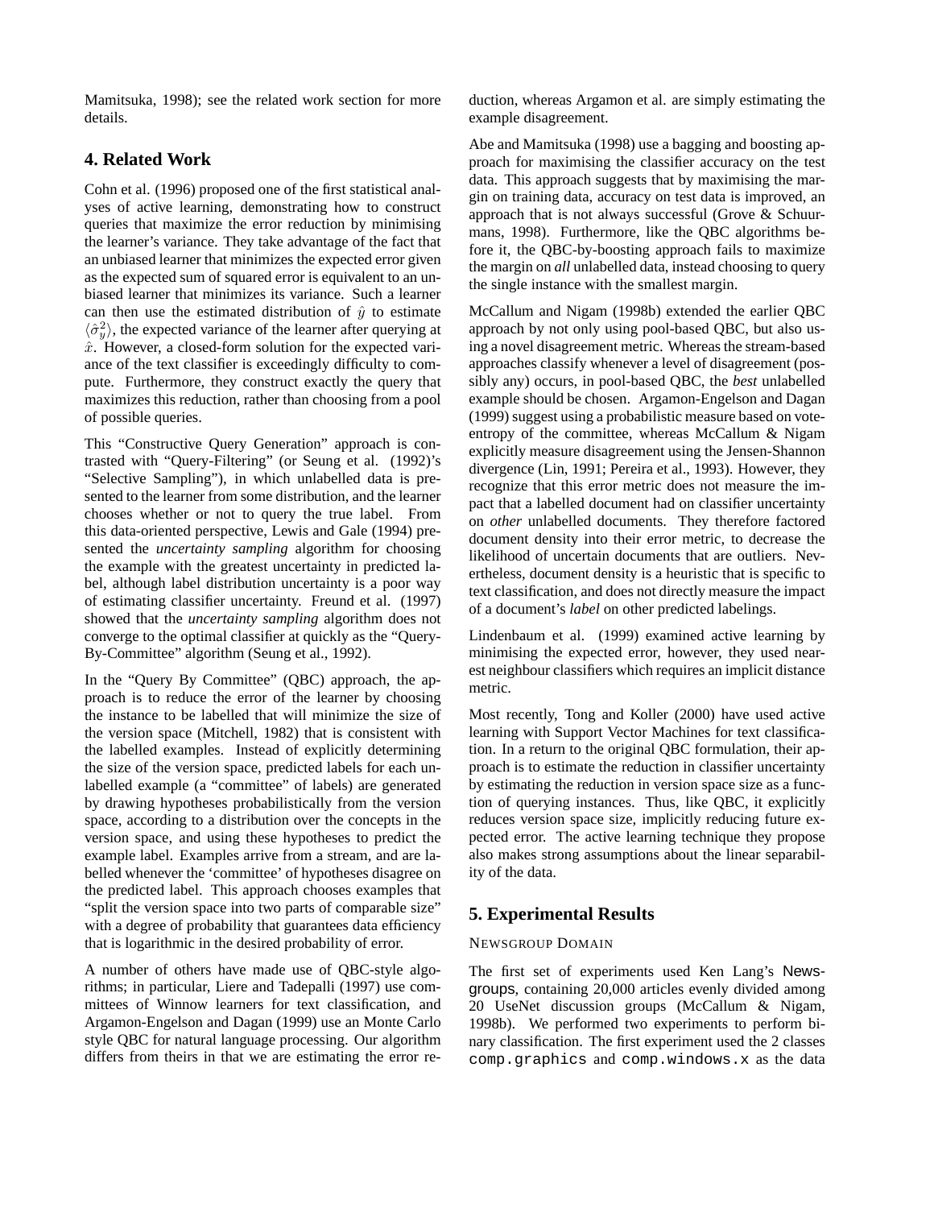Mamitsuka, 1998); see the related work section for more details.

## 4. Related Work

Cohn et al. (1996) proposed one of the first statistical analyses of active learning, demonstrating how to construct queries that maximize the error reduction by minimising the learner's variance. They take advantage of the fact that an unbiased learner that minimizes the expected error given as the expected sum of squared error is equivalent to an unbiased learner that minimizes its variance. Such a learner can then use the estimated distribution of $\hat{y}$ to estimate $\langle \hat{\sigma}_{\hat{y}}^2 \rangle$, the expected variance of the learner after querying at $\hat{x}$. However, a closed-form solution for the expected variance of the text classifier is exceedingly difficulty to compute. Furthermore, they construct exactly the query that maximizes this reduction, rather than choosing from a pool of possible queries.

This "Constructive Query Generation" approach is contrasted with "Query-Filtering" (or Seung et al. (1992)'s "Selective Sampling"), in which unlabelled data is presented to the learner from some distribution, and the learner chooses whether or not to query the true label. From this data-oriented perspective, Lewis and Gale (1994) presented the *uncertainty sampling* algorithm for choosing the example with the greatest uncertainty in predicted label, although label distribution uncertainty is a poor way of estimating classifier uncertainty. Freund et al. (1997) showed that the *uncertainty sampling* algorithm does not converge to the optimal classifier at quickly as the "Query-By-Committee" algorithm (Seung et al., 1992).

In the "Query By Committee" (QBC) approach, the approach is to reduce the error of the learner by choosing the instance to be labelled that will minimize the size of the version space (Mitchell, 1982) that is consistent with the labelled examples. Instead of explicitly determining the size of the version space, predicted labels for each unlabelled example (a "committee" of labels) are generated by drawing hypotheses probabilistically from the version space, according to a distribution over the concepts in the version space, and using these hypotheses to predict the example label. Examples arrive from a stream, and are labelled whenever the 'committee' of hypotheses disagree on the predicted label. This approach chooses examples that "split the version space into two parts of comparable size" with a degree of probability that guarantees data efficiency that is logarithmic in the desired probability of error.

A number of others have made use of QBC-style algorithms; in particular, Liere and Tadepalli (1997) use committees of Winnow learners for text classification, and Argamon-Engelson and Dagan (1999) use an Monte Carlo style QBC for natural language processing. Our algorithm differs from theirs in that we are estimating the error reduction, whereas Argamon et al. are simply estimating the example disagreement.

Abe and Mamitsuka (1998) use a bagging and boosting approach for maximising the classifier accuracy on the test data. This approach suggests that by maximising the margin on training data, accuracy on test data is improved, an approach that is not always successful (Grove & Schuurmans, 1998). Furthermore, like the QBC algorithms before it, the QBC-by-boosting approach fails to maximize the margin on *all* unlabelled data, instead choosing to query the single instance with the smallest margin.

McCallum and Nigam (1998b) extended the earlier QBC approach by not only using pool-based QBC, but also using a novel disagreement metric. Whereas the stream-based approaches classify whenever a level of disagreement (possibly any) occurs, in pool-based QBC, the *best* unlabelled example should be chosen. Argamon-Engelson and Dagan (1999) suggest using a probabilistic measure based on vote-entropy of the committee, whereas McCallum & Nigam explicitly measure disagreement using the Jensen-Shannon divergence (Lin, 1991; Pereira et al., 1993). However, they recognize that this error metric does not measure the impact that a labelled document had on classifier uncertainty on *other* unlabelled documents. They therefore factored document density into their error metric, to decrease the likelihood of uncertain documents that are outliers. Nevertheless, document density is a heuristic that is specific to text classification, and does not directly measure the impact of a document's *label* on other predicted labelings.

Lindenbaum et al. (1999) examined active learning by minimising the expected error, however, they used nearest neighbour classifiers which requires an implicit distance metric.

Most recently, Tong and Koller (2000) have used active learning with Support Vector Machines for text classification. In a return to the original QBC formulation, their approach is to estimate the reduction in classifier uncertainty by estimating the reduction in version space size as a function of querying instances. Thus, like QBC, it explicitly reduces version space size, implicitly reducing future expected error. The active learning technique they propose also makes strong assumptions about the linear separability of the data.

## 5. Experimental Results

NEWSGROUP DOMAIN

The first set of experiments used Ken Lang's Newsgroups, containing 20,000 articles evenly divided among 20 UseNet discussion groups (McCallum & Nigam, 1998b). We performed two experiments to perform binary classification. The first experiment used the 2 classes `comp.graphics` and `comp.windows.x` as the data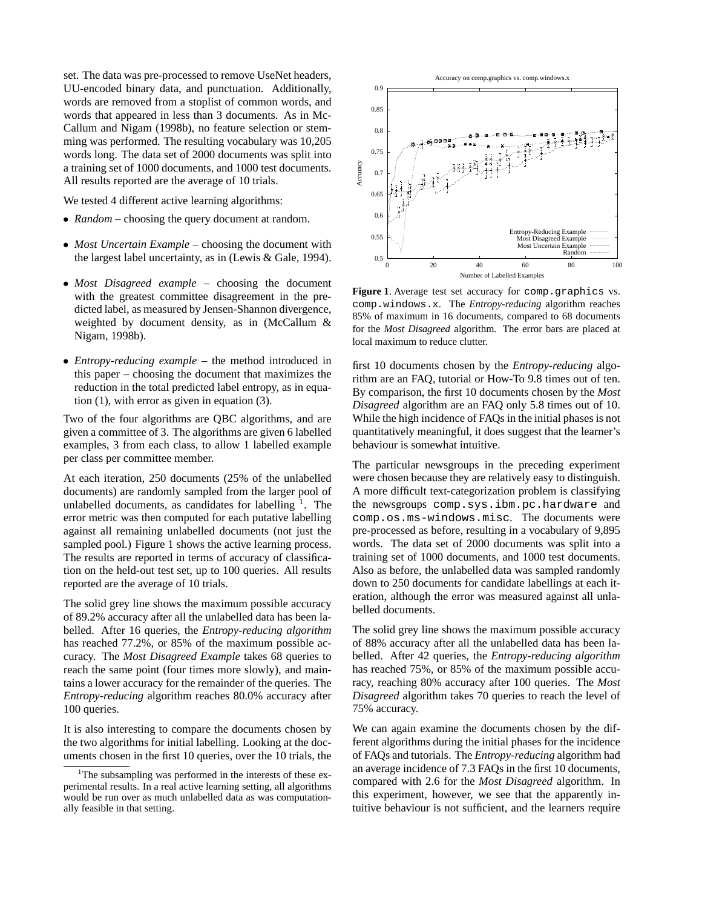set. The data was pre-processed to remove UseNet headers, UU-encoded binary data, and punctuation. Additionally, words are removed from a stoplist of common words, and words that appeared in less than 3 documents. As in McCallum and Nigam (1998b), no feature selection or stemming was performed. The resulting vocabulary was 10,205 words long. The data set of 2000 documents was split into a training set of 1000 documents, and 1000 test documents. All results reported are the average of 10 trials.

We tested 4 different active learning algorithms:

- *Random* – choosing the query document at random.
- *Most Uncertain Example* – choosing the document with the largest label uncertainty, as in (Lewis & Gale, 1994).
- *Most Disagreed example* – choosing the document with the greatest committee disagreement in the predicted label, as measured by Jensen-Shannon divergence, weighted by document density, as in (McCallum & Nigam, 1998b).
- *Entropy-reducing example* – the method introduced in this paper – choosing the document that maximizes the reduction in the total predicted label entropy, as in equation (1), with error as given in equation (3).

Two of the four algorithms are QBC algorithms, and are given a committee of 3. The algorithms are given 6 labelled examples, 3 from each class, to allow 1 labelled example per class per committee member.

At each iteration, 250 documents (25% of the unlabelled documents) are randomly sampled from the larger pool of unlabelled documents, as candidates for labelling [1]. The error metric was then computed for each putative labelling against all remaining unlabelled documents (not just the sampled pool.) Figure 1 shows the active learning process. The results are reported in terms of accuracy of classification on the held-out test set, up to 100 queries. All results reported are the average of 10 trials.

The solid grey line shows the maximum possible accuracy of 89.2% accuracy after all the unlabelled data has been labelled. After 16 queries, the *Entropy-reducing algorithm* has reached 77.2%, or 85% of the maximum possible accuracy. The *Most Disagreed Example* takes 68 queries to reach the same point (four times more slowly), and maintains a lower accuracy for the remainder of the queries. The *Entropy-reducing* algorithm reaches 80.0% accuracy after 100 queries.

It is also interesting to compare the documents chosen by the two algorithms for initial labelling. Looking at the documents chosen in the first 10 queries, over the 10 trials, the first 10 documents chosen by the *Entropy-reducing* algorithm are an FAQ, tutorial or How-To 9.8 times out of ten. By comparison, the first 10 documents chosen by the *Most Disagreed* algorithm are an FAQ only 5.8 times out of 10. While the high incidence of FAQs in the initial phases is not quantitatively meaningful, it does suggest that the learner's behaviour is somewhat intuitive.

**Figure 1**. Average test set accuracy for `comp.graphics` vs. `comp.windows.x`. The *Entropy-reducing* algorithm reaches 85% of maximum in 16 documents, compared to 68 documents for the *Most Disagreed* algorithm. The error bars are placed at local maximum to reduce clutter.

The particular newsgroups in the preceding experiment were chosen because they are relatively easy to distinguish. A more difficult text-categorization problem is classifying the newsgroups `comp.sys.ibm.pc.hardware` and `comp.os.ms-windows.misc`. The documents were pre-processed as before, resulting in a vocabulary of 9,895 words. The data set of 2000 documents was split into a training set of 1000 documents, and 1000 test documents. Also as before, the unlabelled data was sampled randomly down to 250 documents for candidate labellings at each iteration, although the error was measured against all unlabelled documents.

The solid grey line shows the maximum possible accuracy of 88% accuracy after all the unlabelled data has been labelled. After 42 queries, the *Entropy-reducing algorithm* has reached 75%, or 85% of the maximum possible accuracy, reaching 80% accuracy after 100 queries. The *Most Disagreed* algorithm takes 70 queries to reach the level of 75% accuracy.

We can again examine the documents chosen by the different algorithms during the initial phases for the incidence of FAQs and tutorials. The *Entropy-reducing* algorithm had an average incidence of 7.3 FAQs in the first 10 documents, compared with 2.6 for the *Most Disagreed* algorithm. In this experiment, however, we see that the apparently intuitive behaviour is not sufficient, and the learners require

[1] The subsampling was performed in the interests of these experimental results. In a real active learning setting, all algorithms would be run over as much unlabelled data as was computationally feasible in that setting.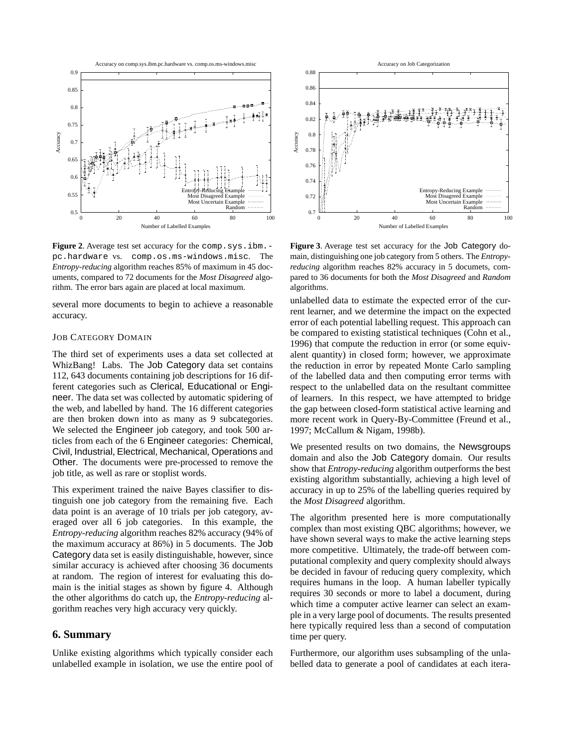**Figure 2**. Average test set accuracy for the `comp.sys.ibm.pc.hardware` vs. `comp.os.ms-windows.misc`. The *Entropy-reducing* algorithm reaches 85% of maximum in 45 documents, compared to 72 documents for the *Most Disagreed* algorithm. The error bars again are placed at local maximum.

**Figure 3**. Average test set accuracy for the Job Category domain, distinguishing one job category from 5 others. The *Entropy-reducing* algorithm reaches 82% accuracy in 5 documets, compared to 36 documents for both the *Most Disagreed* and *Random* algorithms.

several more documents to begin to achieve a reasonable accuracy.

### JOB CATEGORY DOMAIN

The third set of experiments uses a data set collected at WhizBang! Labs. The Job Category data set contains 112, 643 documents containing job descriptions for 16 different categories such as Clerical, Educational or Engineer. The data set was collected by automatic spidering of the web, and labelled by hand. The 16 different categories are then broken down into as many as 9 subcategories. We selected the Engineer job category, and took 500 articles from each of the 6 Engineer categories: Chemical, Civil, Industrial, Electrical, Mechanical, Operations and Other. The documents were pre-processed to remove the job title, as well as rare or stoplist words.

This experiment trained the naive Bayes classifier to distinguish one job category from the remaining five. Each data point is an average of 10 trials per job category, averaged over all 6 job categories. In this example, the *Entropy-reducing* algorithm reaches 82% accuracy (94% of the maximum accuracy at 86%) in 5 documents. The Job Category data set is easily distinguishable, however, since similar accuracy is achieved after choosing 36 documents at random. The region of interest for evaluating this domain is the initial stages as shown by figure 4. Although the other algorithms do catch up, the *Entropy-reducing* algorithm reaches very high accuracy very quickly.

## 6. Summary

Unlike existing algorithms which typically consider each unlabelled example in isolation, we use the entire pool of unlabelled data to estimate the expected error of the current learner, and we determine the impact on the expected error of each potential labelling request. This approach can be compared to existing statistical techniques (Cohn et al., 1996) that compute the reduction in error (or some equivalent quantity) in closed form; however, we approximate the reduction in error by repeated Monte Carlo sampling of the labelled data and then computing error terms with respect to the unlabelled data on the resultant committee of learners. In this respect, we have attempted to bridge the gap between closed-form statistical active learning and more recent work in Query-By-Committee (Freund et al., 1997; McCallum & Nigam, 1998b).

We presented results on two domains, the Newsgroups domain and also the Job Category domain. Our results show that *Entropy-reducing* algorithm outperforms the best existing algorithm substantially, achieving a high level of accuracy in up to 25% of the labelling queries required by the *Most Disagreed* algorithm.

The algorithm presented here is more computationally complex than most existing QBC algorithms; however, we have shown several ways to make the active learning steps more competitive. Ultimately, the trade-off between computational complexity and query complexity should always be decided in favour of reducing query complexity, which requires humans in the loop. A human labeller typically requires 30 seconds or more to label a document, during which time a computer active learner can select an example in a very large pool of documents. The results presented here typically required less than a second of computation time per query.

Furthermore, our algorithm uses subsampling of the unlabelled data to generate a pool of candidates at each itera-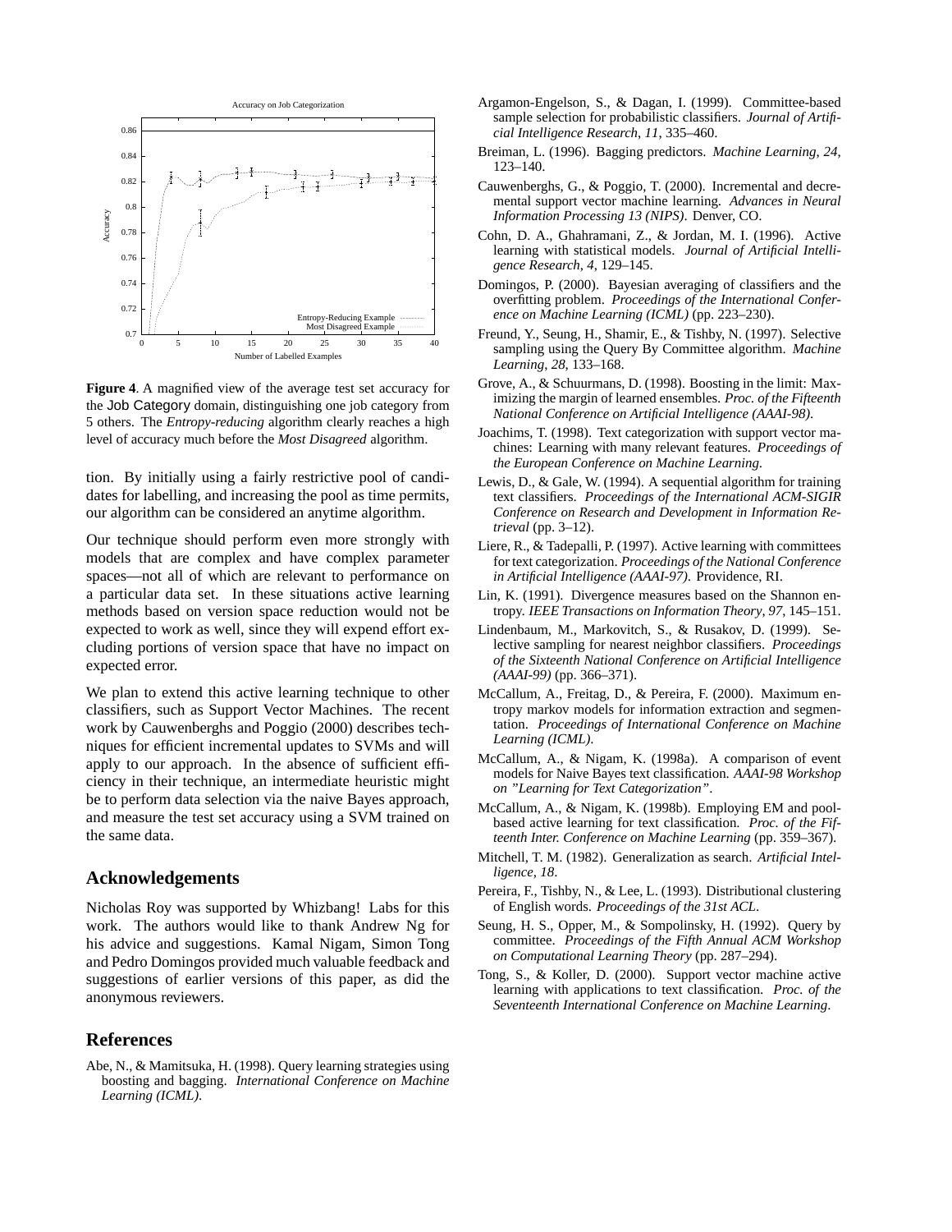Accuracy on Job Categorization

0.86
0.84
0.82
0.8
0.78
0.76
0.74
0.72
0.7

Accuracy

0 5 10 15 20 25 30 35 40

Number of Labelled Examples

Entropy-Reducing Example
Most Disagreed Example

**Figure 4**. A magnified view of the average test set accuracy for the Job Category domain, distinguishing one job category from 5 others. The *Entropy-reducing* algorithm clearly reaches a high level of accuracy much before the *Most Disagreed* algorithm.

tion. By initially using a fairly restrictive pool of candidates for labelling, and increasing the pool as time permits, our algorithm can be considered an anytime algorithm.

Our technique should perform even more strongly with models that are complex and have complex parameter spaces—not all of which are relevant to performance on a particular data set. In these situations active learning methods based on version space reduction would not be expected to work as well, since they will expend effort excluding portions of version space that have no impact on expected error.

We plan to extend this active learning technique to other classifiers, such as Support Vector Machines. The recent work by Cauwenberghs and Poggio (2000) describes techniques for efficient incremental updates to SVMs and will apply to our approach. In the absence of sufficient efficiency in their technique, an intermediate heuristic might be to perform data selection via the naive Bayes approach, and measure the test set accuracy using a SVM trained on the same data.

## Acknowledgements

Nicholas Roy was supported by Whizbang! Labs for this work. The authors would like to thank Andrew Ng for his advice and suggestions. Kamal Nigam, Simon Tong and Pedro Domingos provided much valuable feedback and suggestions of earlier versions of this paper, as did the anonymous reviewers.

## References

Abe, N., & Mamitsuka, H. (1998). Query learning strategies using boosting and bagging. *International Conference on Machine Learning (ICML)*.

Argamon-Engelson, S., & Dagan, I. (1999). Committee-based sample selection for probabilistic classifiers. *Journal of Artificial Intelligence Research*, *11*, 335–460.

Breiman, L. (1996). Bagging predictors. *Machine Learning*, *24*, 123–140.

Cauwenberghs, G., & Poggio, T. (2000). Incremental and decremental support vector machine learning. *Advances in Neural Information Processing 13 (NIPS)*. Denver, CO.

Cohn, D. A., Ghahramani, Z., & Jordan, M. I. (1996). Active learning with statistical models. *Journal of Artificial Intelligence Research*, *4*, 129–145.

Domingos, P. (2000). Bayesian averaging of classifiers and the overfitting problem. *Proceedings of the International Conference on Machine Learning (ICML)* (pp. 223–230).

Freund, Y., Seung, H., Shamir, E., & Tishby, N. (1997). Selective sampling using the Query By Committee algorithm. *Machine Learning*, *28*, 133–168.

Grove, A., & Schuurmans, D. (1998). Boosting in the limit: Maximizing the margin of learned ensembles. *Proc. of the Fifteenth National Conference on Artificial Intelligence (AAAI-98)*.

Joachims, T. (1998). Text categorization with support vector machines: Learning with many relevant features. *Proceedings of the European Conference on Machine Learning*.

Lewis, D., & Gale, W. (1994). A sequential algorithm for training text classifiers. *Proceedings of the International ACM-SIGIR Conference on Research and Development in Information Retrieval* (pp. 3–12).

Liere, R., & Tadepalli, P. (1997). Active learning with committees for text categorization. *Proceedings of the National Conference in Artificial Intelligence (AAAI-97)*. Providence, RI.

Lin, K. (1991). Divergence measures based on the Shannon entropy. *IEEE Transactions on Information Theory*, *97*, 145–151.

Lindenbaum, M., Markovitch, S., & Rusakov, D. (1999). Selective sampling for nearest neighbor classifiers. *Proceedings of the Sixteenth National Conference on Artificial Intelligence (AAAI-99)* (pp. 366–371).

McCallum, A., Freitag, D., & Pereira, F. (2000). Maximum entropy markov models for information extraction and segmentation. *Proceedings of International Conference on Machine Learning (ICML)*.

McCallum, A., & Nigam, K. (1998a). A comparison of event models for Naive Bayes text classification. *AAAI-98 Workshop on "Learning for Text Categorization"*.

McCallum, A., & Nigam, K. (1998b). Employing EM and pool-based active learning for text classification. *Proc. of the Fifteenth Inter. Conference on Machine Learning* (pp. 359–367).

Mitchell, T. M. (1982). Generalization as search. *Artificial Intelligence*, *18*.

Pereira, F., Tishby, N., & Lee, L. (1993). Distributional clustering of English words. *Proceedings of the 31st ACL*.

Seung, H. S., Opper, M., & Sompolinsky, H. (1992). Query by committee. *Proceedings of the Fifth Annual ACM Workshop on Computational Learning Theory* (pp. 287–294).

Tong, S., & Koller, D. (2000). Support vector machine active learning with applications to text classification. *Proc. of the Seventeenth International Conference on Machine Learning*.